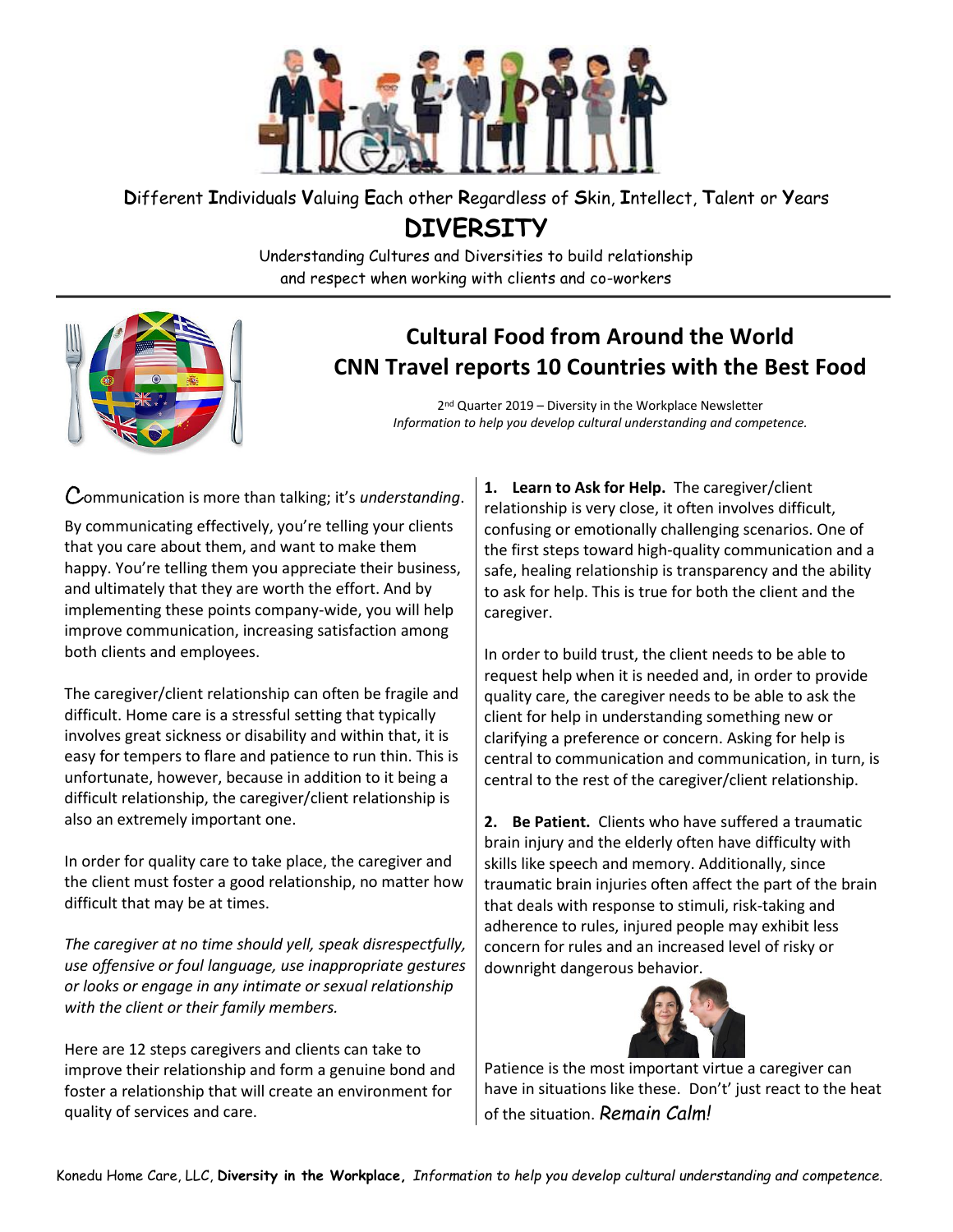**D**ifferent **I**ndividuals **V**aluing **E**ach other **R**egardless of **S**kin, **I**ntellect, **T**alent or **Y**ears

# DIVERSITY

Understanding Cultures and Diversities to build relationship and respect when working with clients and co-workers

## Cultural Food from Around the World
## CNN Travel reports 10 Countries with the Best Food

2nd Quarter 2019 – Diversity in the Workplace Newsletter
*Information to help you develop cultural understanding and competence.*

Communication is more than talking; it's *understanding*.

By communicating effectively, you're telling your clients that you care about them, and want to make them happy. You're telling them you appreciate their business, and ultimately that they are worth the effort. And by implementing these points company-wide, you will help improve communication, increasing satisfaction among both clients and employees.

The caregiver/client relationship can often be fragile and difficult. Home care is a stressful setting that typically involves great sickness or disability and within that, it is easy for tempers to flare and patience to run thin. This is unfortunate, however, because in addition to it being a difficult relationship, the caregiver/client relationship is also an extremely important one.

In order for quality care to take place, the caregiver and the client must foster a good relationship, no matter how difficult that may be at times.

*The caregiver at no time should yell, speak disrespectfully, use offensive or foul language, use inappropriate gestures or looks or engage in any intimate or sexual relationship with the client or their family members.*

Here are 12 steps caregivers and clients can take to improve their relationship and form a genuine bond and foster a relationship that will create an environment for quality of services and care.

**1. Learn to Ask for Help.** The caregiver/client relationship is very close, it often involves difficult, confusing or emotionally challenging scenarios. One of the first steps toward high-quality communication and a safe, healing relationship is transparency and the ability to ask for help. This is true for both the client and the caregiver.

In order to build trust, the client needs to be able to request help when it is needed and, in order to provide quality care, the caregiver needs to be able to ask the client for help in understanding something new or clarifying a preference or concern. Asking for help is central to communication and communication, in turn, is central to the rest of the caregiver/client relationship.

**2. Be Patient.** Clients who have suffered a traumatic brain injury and the elderly often have difficulty with skills like speech and memory. Additionally, since traumatic brain injuries often affect the part of the brain that deals with response to stimuli, risk-taking and adherence to rules, injured people may exhibit less concern for rules and an increased level of risky or downright dangerous behavior.

Patience is the most important virtue a caregiver can have in situations like these. Don't' just react to the heat of the situation. *Remain Calm!*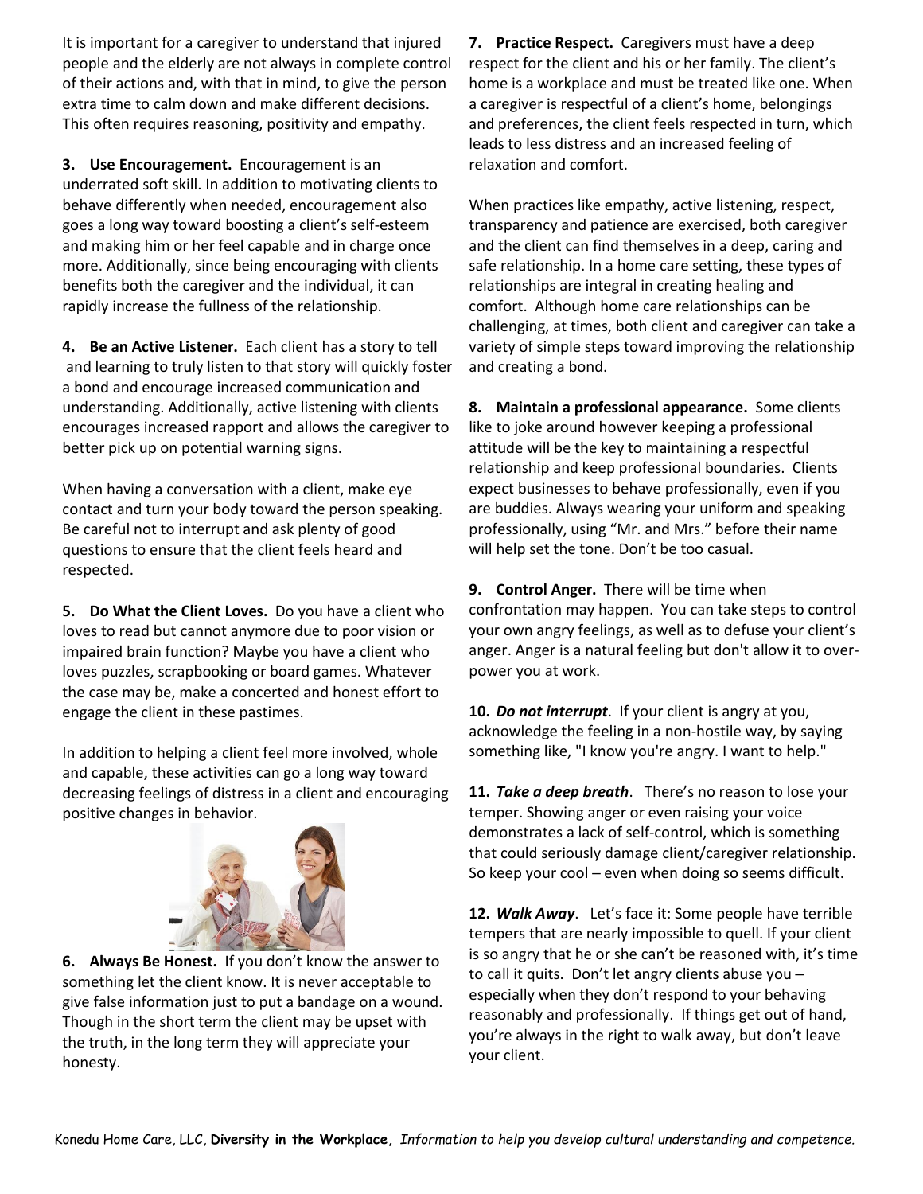It is important for a caregiver to understand that injured people and the elderly are not always in complete control of their actions and, with that in mind, to give the person extra time to calm down and make different decisions. This often requires reasoning, positivity and empathy.

**3. Use Encouragement.** Encouragement is an underrated soft skill. In addition to motivating clients to behave differently when needed, encouragement also goes a long way toward boosting a client's self-esteem and making him or her feel capable and in charge once more. Additionally, since being encouraging with clients benefits both the caregiver and the individual, it can rapidly increase the fullness of the relationship.

**4. Be an Active Listener.** Each client has a story to tell and learning to truly listen to that story will quickly foster a bond and encourage increased communication and understanding. Additionally, active listening with clients encourages increased rapport and allows the caregiver to better pick up on potential warning signs.

When having a conversation with a client, make eye contact and turn your body toward the person speaking. Be careful not to interrupt and ask plenty of good questions to ensure that the client feels heard and respected.

**5. Do What the Client Loves.** Do you have a client who loves to read but cannot anymore due to poor vision or impaired brain function? Maybe you have a client who loves puzzles, scrapbooking or board games. Whatever the case may be, make a concerted and honest effort to engage the client in these pastimes.

In addition to helping a client feel more involved, whole and capable, these activities can go a long way toward decreasing feelings of distress in a client and encouraging positive changes in behavior.

**6. Always Be Honest.** If you don't know the answer to something let the client know. It is never acceptable to give false information just to put a bandage on a wound. Though in the short term the client may be upset with the truth, in the long term they will appreciate your honesty.

**7. Practice Respect.** Caregivers must have a deep respect for the client and his or her family. The client's home is a workplace and must be treated like one. When a caregiver is respectful of a client's home, belongings and preferences, the client feels respected in turn, which leads to less distress and an increased feeling of relaxation and comfort.

When practices like empathy, active listening, respect, transparency and patience are exercised, both caregiver and the client can find themselves in a deep, caring and safe relationship. In a home care setting, these types of relationships are integral in creating healing and comfort. Although home care relationships can be challenging, at times, both client and caregiver can take a variety of simple steps toward improving the relationship and creating a bond.

**8. Maintain a professional appearance.** Some clients like to joke around however keeping a professional attitude will be the key to maintaining a respectful relationship and keep professional boundaries. Clients expect businesses to behave professionally, even if you are buddies. Always wearing your uniform and speaking professionally, using "Mr. and Mrs." before their name will help set the tone. Don't be too casual.

**9. Control Anger.** There will be time when confrontation may happen. You can take steps to control your own angry feelings, as well as to defuse your client's anger. Anger is a natural feeling but don't allow it to over-power you at work.

**10.** ***Do not interrupt***. If your client is angry at you, acknowledge the feeling in a non-hostile way, by saying something like, "I know you're angry. I want to help."

**11.** ***Take a deep breath***. There's no reason to lose your temper. Showing anger or even raising your voice demonstrates a lack of self-control, which is something that could seriously damage client/caregiver relationship. So keep your cool – even when doing so seems difficult.

**12.** ***Walk Away***. Let's face it: Some people have terrible tempers that are nearly impossible to quell. If your client is so angry that he or she can't be reasoned with, it's time to call it quits. Don't let angry clients abuse you – especially when they don't respond to your behaving reasonably and professionally. If things get out of hand, you're always in the right to walk away, but don't leave your client.